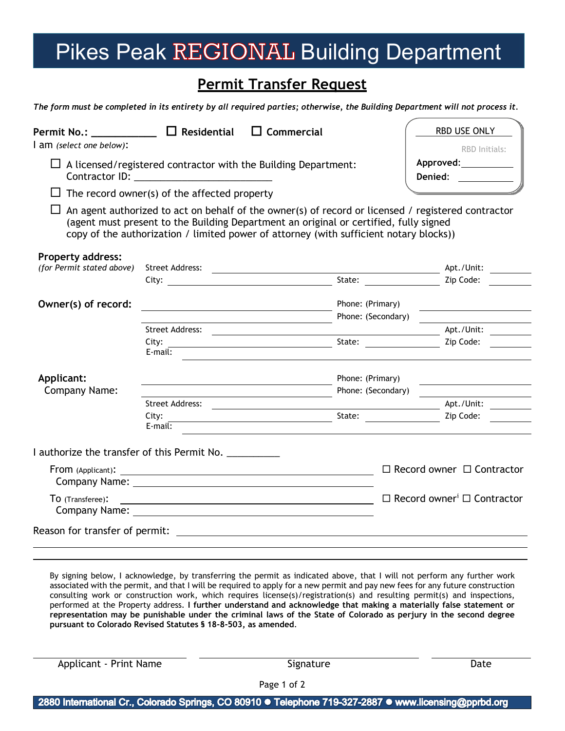# Pikes Peak REGIONAL Building Department

## Permit Transfer Request

***The form must be completed in its entirety by all required parties; otherwise, the Building Department will not process it.***

**Permit No.:** ___________ ☐ **Residential** ☐ **Commercial**

| RBD USE ONLY |
|---|
| RBD Initials: |
| **Approved:** __________ |
| **Denied:** __________ |

I am *(select one below)*:

- ☐ A licensed/registered contractor with the Building Department: Contractor ID: ________________________
- ☐ The record owner(s) of the affected property
- ☐ An agent authorized to act on behalf of the owner(s) of record or licensed / registered contractor (agent must present to the Building Department an original or certified, fully signed copy of the authorization / limited power of attorney (with sufficient notary blocks))

**Property address:** *(for Permit stated above)*

Street Address: ______________________ Apt./Unit: ________
City: ______________________ State: ____________ Zip Code: ________

**Owner(s) of record:** ______________________ Phone: (Primary) ______________
______________________ Phone: (Secondary) ______________
Street Address: ______________________ Apt./Unit: ________
City: ______________________ State: ____________ Zip Code: ________
E-mail: ______________________

**Applicant:** ______________________ Phone: (Primary) ______________
Company Name: ______________________ Phone: (Secondary) ______________
Street Address: ______________________ Apt./Unit: ________
City: ______________________ State: ____________ Zip Code: ________
E-mail: ______________________

I authorize the transfer of this Permit No. __________

From (Applicant): ______________________ ☐ Record owner ☐ Contractor
Company Name: ______________________

To (Transferee): ______________________ ☐ Record owner[i] ☐ Contractor
Company Name: ______________________

Reason for transfer of permit: ______________________

By signing below, I acknowledge, by transferring the permit as indicated above, that I will not perform any further work associated with the permit, and that I will be required to apply for a new permit and pay new fees for any future construction consulting work or construction work, which requires license(s)/registration(s) and resulting permit(s) and inspections, performed at the Property address. **I further understand and acknowledge that making a materially false statement or representation may be punishable under the criminal laws of the State of Colorado as perjury in the second degree pursuant to Colorado Revised Statutes § 18-8-503, as amended.**

______________________ ______________________ ______________
Applicant - Print Name Signature Date

**2880 International Cr., Colorado Springs, CO 80910 ● Telephone 719-327-2887 ● www.licensing@pprbd.org**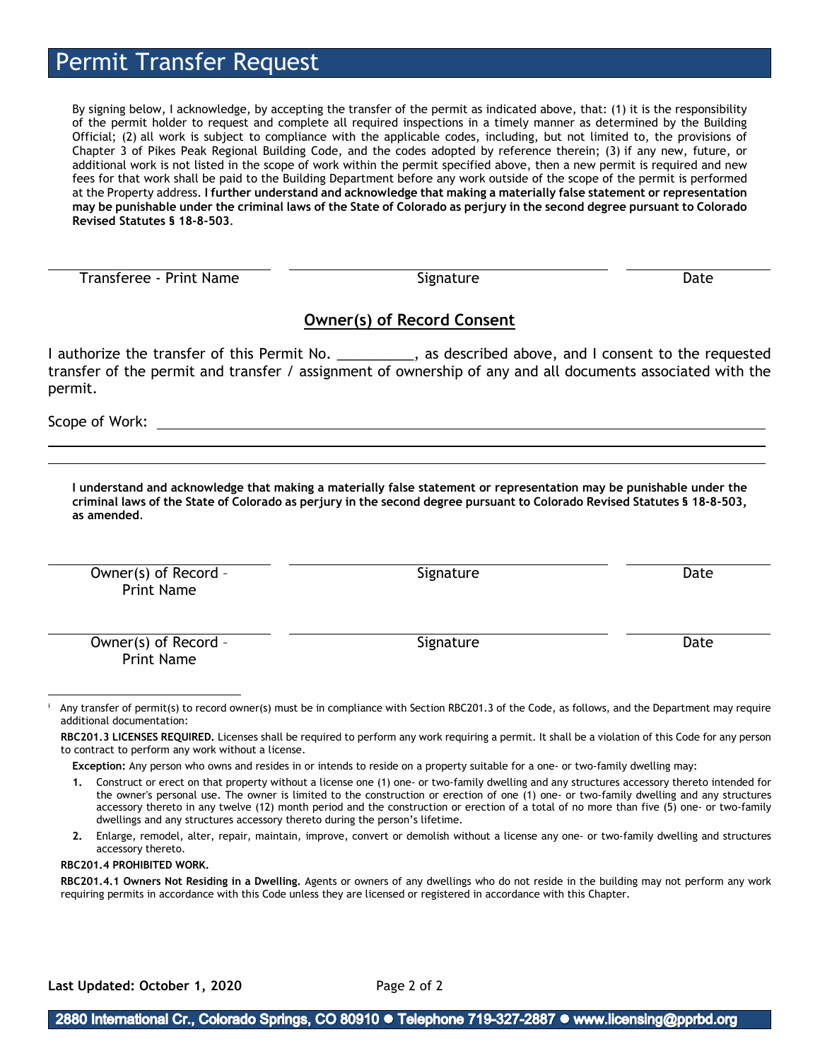# Permit Transfer Request

By signing below, I acknowledge, by accepting the transfer of the permit as indicated above, that: (1) it is the responsibility of the permit holder to request and complete all required inspections in a timely manner as determined by the Building Official; (2) all work is subject to compliance with the applicable codes, including, but not limited to, the provisions of Chapter 3 of Pikes Peak Regional Building Code, and the codes adopted by reference therein; (3) if any new, future, or additional work is not listed in the scope of work within the permit specified above, then a new permit is required and new fees for that work shall be paid to the Building Department before any work outside of the scope of the permit is performed at the Property address. **I further understand and acknowledge that making a materially false statement or representation may be punishable under the criminal laws of the State of Colorado as perjury in the second degree pursuant to Colorado Revised Statutes § 18-8-503**.

| Transferee - Print Name | Signature | Date |
|---|---|---|
| | | |

## Owner(s) of Record Consent

I authorize the transfer of this Permit No. __________, as described above, and I consent to the requested transfer of the permit and transfer / assignment of ownership of any and all documents associated with the permit.

Scope of Work: ______________________________________________________________

______________________________________________________________

______________________________________________________________

**I understand and acknowledge that making a materially false statement or representation may be punishable under the criminal laws of the State of Colorado as perjury in the second degree pursuant to Colorado Revised Statutes § 18-8-503, as amended**.

| Owner(s) of Record – Print Name | Signature | Date |
|---|---|---|
| | | |
| Owner(s) of Record – Print Name | Signature | Date |

---

[i] Any transfer of permit(s) to record owner(s) must be in compliance with Section RBC201.3 of the Code, as follows, and the Department may require additional documentation:

**RBC201.3 LICENSES REQUIRED.** Licenses shall be required to perform any work requiring a permit. It shall be a violation of this Code for any person to contract to perform any work without a license.

**Exception:** Any person who owns and resides in or intends to reside on a property suitable for a one- or two-family dwelling may:

1. Construct or erect on that property without a license one (1) one- or two-family dwelling and any structures accessory thereto intended for the owner's personal use. The owner is limited to the construction or erection of one (1) one- or two-family dwelling and any structures accessory thereto in any twelve (12) month period and the construction or erection of a total of no more than five (5) one- or two-family dwellings and any structures accessory thereto during the person's lifetime.
2. Enlarge, remodel, alter, repair, maintain, improve, convert or demolish without a license any one- or two-family dwelling and structures accessory thereto.

**RBC201.4 PROHIBITED WORK.**

**RBC201.4.1 Owners Not Residing in a Dwelling.** Agents or owners of any dwellings who do not reside in the building may not perform any work requiring permits in accordance with this Code unless they are licensed or registered in accordance with this Chapter.

**Last Updated: October 1, 2020**

**2880 International Cr., Colorado Springs, CO 80910 ● Telephone 719-327-2887 ● www.licensing@pprbd.org**